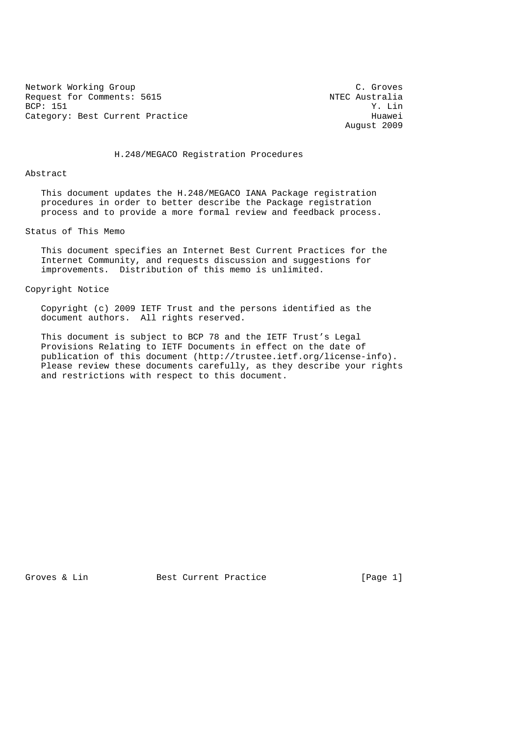Network Working Group C. Groves
Request for Comments: 5615 NTEC Australia
BCP: 151 Y. Lin
Category: Best Current Practice Huawei
August 2009

# H.248/MEGACO Registration Procedures

## Abstract

This document updates the H.248/MEGACO IANA Package registration procedures in order to better describe the Package registration process and to provide a more formal review and feedback process.

## Status of This Memo

This document specifies an Internet Best Current Practices for the Internet Community, and requests discussion and suggestions for improvements. Distribution of this memo is unlimited.

## Copyright Notice

Copyright (c) 2009 IETF Trust and the persons identified as the document authors. All rights reserved.

This document is subject to BCP 78 and the IETF Trust's Legal Provisions Relating to IETF Documents in effect on the date of publication of this document (http://trustee.ietf.org/license-info). Please review these documents carefully, as they describe your rights and restrictions with respect to this document.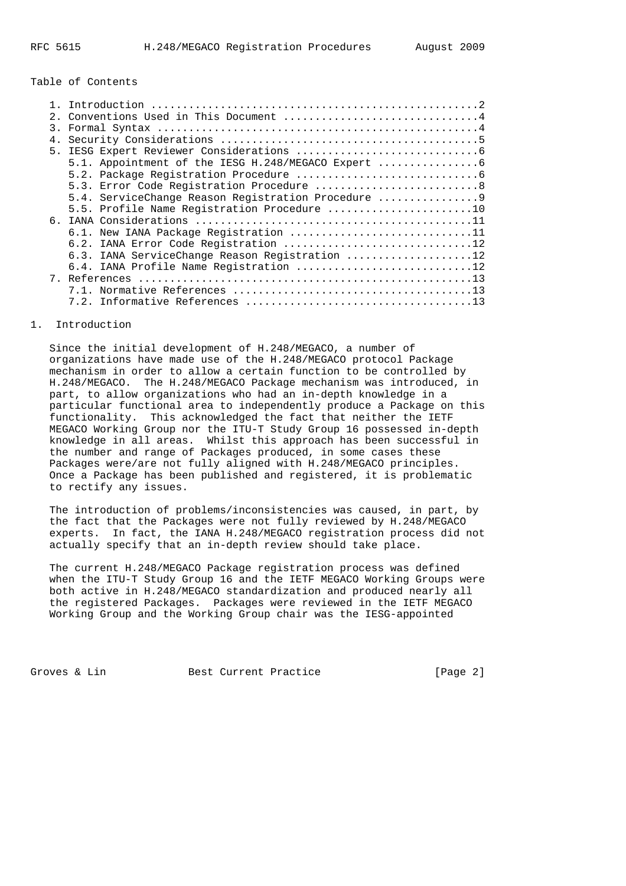Table of Contents

```
   1. Introduction ....................................................2
   2. Conventions Used in This Document ...............................4
   3. Formal Syntax ...................................................4
   4. Security Considerations .........................................5
   5. IESG Expert Reviewer Considerations .............................6
      5.1. Appointment of the IESG H.248/MEGACO Expert ................6
      5.2. Package Registration Procedure .............................6
      5.3. Error Code Registration Procedure ..........................8
      5.4. ServiceChange Reason Registration Procedure ................9
      5.5. Profile Name Registration Procedure .......................10
   6. IANA Considerations ............................................11
      6.1. New IANA Package Registration .............................11
      6.2. IANA Error Code Registration ..............................12
      6.3. IANA ServiceChange Reason Registration ....................12
      6.4. IANA Profile Name Registration ............................12
   7. References .....................................................13
      7.1. Normative References ......................................13
      7.2. Informative References ....................................13
```

## 1. Introduction

Since the initial development of H.248/MEGACO, a number of organizations have made use of the H.248/MEGACO protocol Package mechanism in order to allow a certain function to be controlled by H.248/MEGACO. The H.248/MEGACO Package mechanism was introduced, in part, to allow organizations who had an in-depth knowledge in a particular functional area to independently produce a Package on this functionality. This acknowledged the fact that neither the IETF MEGACO Working Group nor the ITU-T Study Group 16 possessed in-depth knowledge in all areas. Whilst this approach has been successful in the number and range of Packages produced, in some cases these Packages were/are not fully aligned with H.248/MEGACO principles. Once a Package has been published and registered, it is problematic to rectify any issues.

The introduction of problems/inconsistencies was caused, in part, by the fact that the Packages were not fully reviewed by H.248/MEGACO experts. In fact, the IANA H.248/MEGACO registration process did not actually specify that an in-depth review should take place.

The current H.248/MEGACO Package registration process was defined when the ITU-T Study Group 16 and the IETF MEGACO Working Groups were both active in H.248/MEGACO standardization and produced nearly all the registered Packages. Packages were reviewed in the IETF MEGACO Working Group and the Working Group chair was the IESG-appointed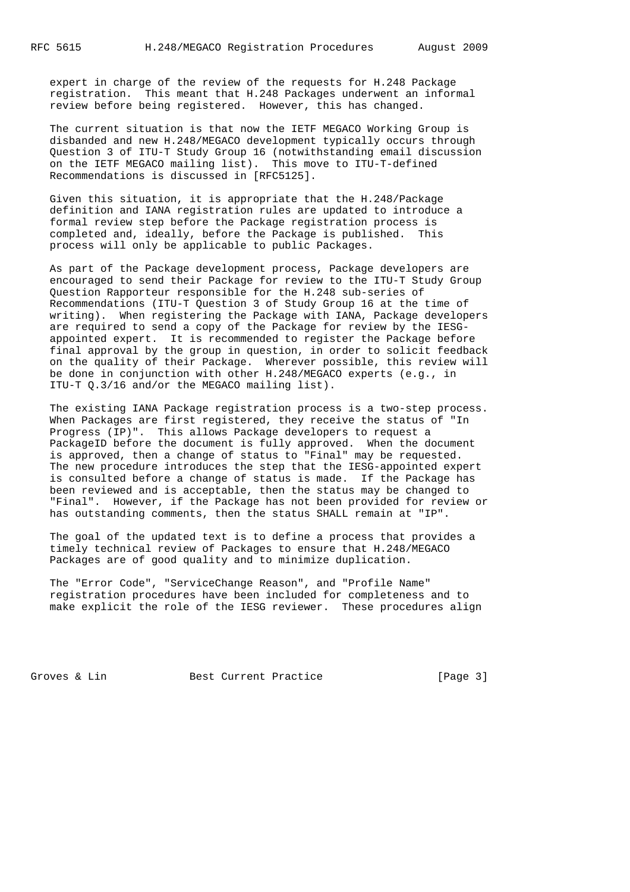expert in charge of the review of the requests for H.248 Package registration. This meant that H.248 Packages underwent an informal review before being registered. However, this has changed.

The current situation is that now the IETF MEGACO Working Group is disbanded and new H.248/MEGACO development typically occurs through Question 3 of ITU-T Study Group 16 (notwithstanding email discussion on the IETF MEGACO mailing list). This move to ITU-T-defined Recommendations is discussed in [RFC5125].

Given this situation, it is appropriate that the H.248/Package definition and IANA registration rules are updated to introduce a formal review step before the Package registration process is completed and, ideally, before the Package is published. This process will only be applicable to public Packages.

As part of the Package development process, Package developers are encouraged to send their Package for review to the ITU-T Study Group Question Rapporteur responsible for the H.248 sub-series of Recommendations (ITU-T Question 3 of Study Group 16 at the time of writing). When registering the Package with IANA, Package developers are required to send a copy of the Package for review by the IESG-appointed expert. It is recommended to register the Package before final approval by the group in question, in order to solicit feedback on the quality of their Package. Wherever possible, this review will be done in conjunction with other H.248/MEGACO experts (e.g., in ITU-T Q.3/16 and/or the MEGACO mailing list).

The existing IANA Package registration process is a two-step process. When Packages are first registered, they receive the status of "In Progress (IP)". This allows Package developers to request a PackageID before the document is fully approved. When the document is approved, then a change of status to "Final" may be requested. The new procedure introduces the step that the IESG-appointed expert is consulted before a change of status is made. If the Package has been reviewed and is acceptable, then the status may be changed to "Final". However, if the Package has not been provided for review or has outstanding comments, then the status SHALL remain at "IP".

The goal of the updated text is to define a process that provides a timely technical review of Packages to ensure that H.248/MEGACO Packages are of good quality and to minimize duplication.

The "Error Code", "ServiceChange Reason", and "Profile Name" registration procedures have been included for completeness and to make explicit the role of the IESG reviewer. These procedures align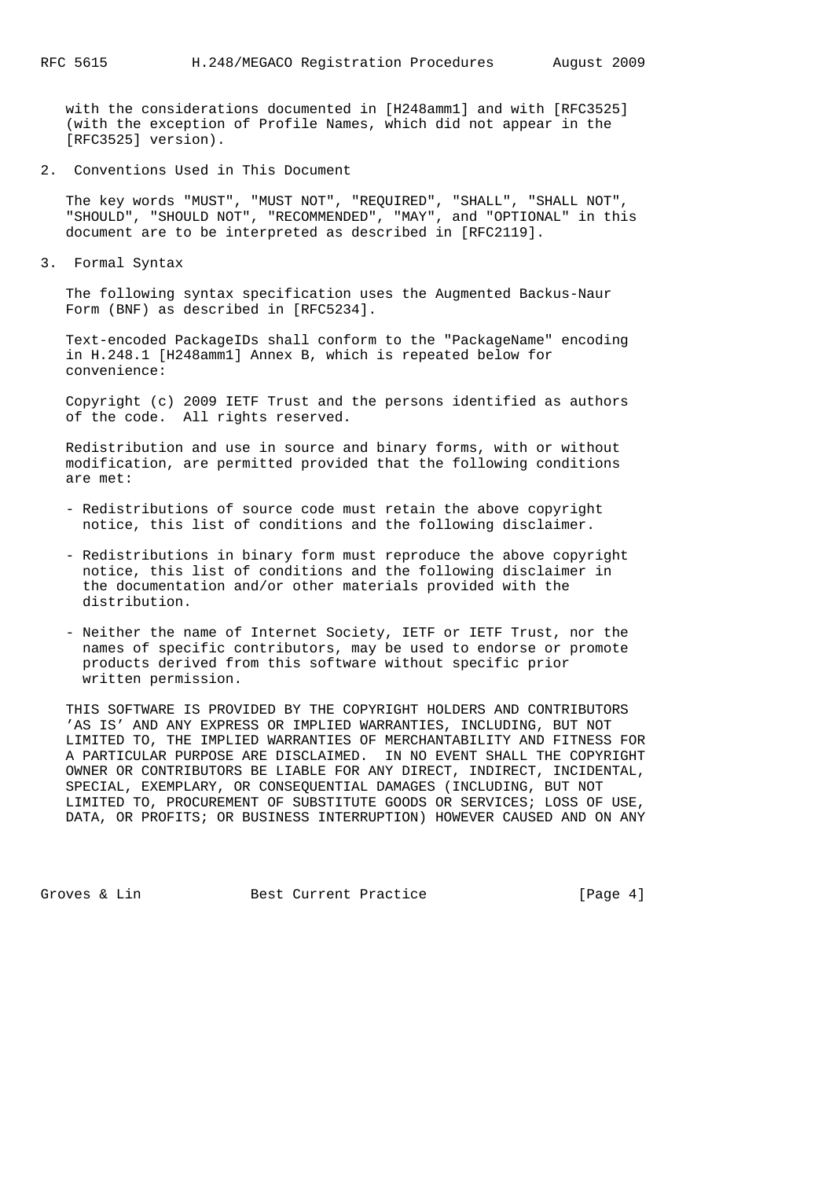with the considerations documented in [H248amm1] and with [RFC3525] (with the exception of Profile Names, which did not appear in the [RFC3525] version).

## 2. Conventions Used in This Document

The key words "MUST", "MUST NOT", "REQUIRED", "SHALL", "SHALL NOT", "SHOULD", "SHOULD NOT", "RECOMMENDED", "MAY", and "OPTIONAL" in this document are to be interpreted as described in [RFC2119].

## 3. Formal Syntax

The following syntax specification uses the Augmented Backus-Naur Form (BNF) as described in [RFC5234].

Text-encoded PackageIDs shall conform to the "PackageName" encoding in H.248.1 [H248amm1] Annex B, which is repeated below for convenience:

Copyright (c) 2009 IETF Trust and the persons identified as authors of the code. All rights reserved.

Redistribution and use in source and binary forms, with or without modification, are permitted provided that the following conditions are met:

- Redistributions of source code must retain the above copyright notice, this list of conditions and the following disclaimer.

- Redistributions in binary form must reproduce the above copyright notice, this list of conditions and the following disclaimer in the documentation and/or other materials provided with the distribution.

- Neither the name of Internet Society, IETF or IETF Trust, nor the names of specific contributors, may be used to endorse or promote products derived from this software without specific prior written permission.

THIS SOFTWARE IS PROVIDED BY THE COPYRIGHT HOLDERS AND CONTRIBUTORS 'AS IS' AND ANY EXPRESS OR IMPLIED WARRANTIES, INCLUDING, BUT NOT LIMITED TO, THE IMPLIED WARRANTIES OF MERCHANTABILITY AND FITNESS FOR A PARTICULAR PURPOSE ARE DISCLAIMED. IN NO EVENT SHALL THE COPYRIGHT OWNER OR CONTRIBUTORS BE LIABLE FOR ANY DIRECT, INDIRECT, INCIDENTAL, SPECIAL, EXEMPLARY, OR CONSEQUENTIAL DAMAGES (INCLUDING, BUT NOT LIMITED TO, PROCUREMENT OF SUBSTITUTE GOODS OR SERVICES; LOSS OF USE, DATA, OR PROFITS; OR BUSINESS INTERRUPTION) HOWEVER CAUSED AND ON ANY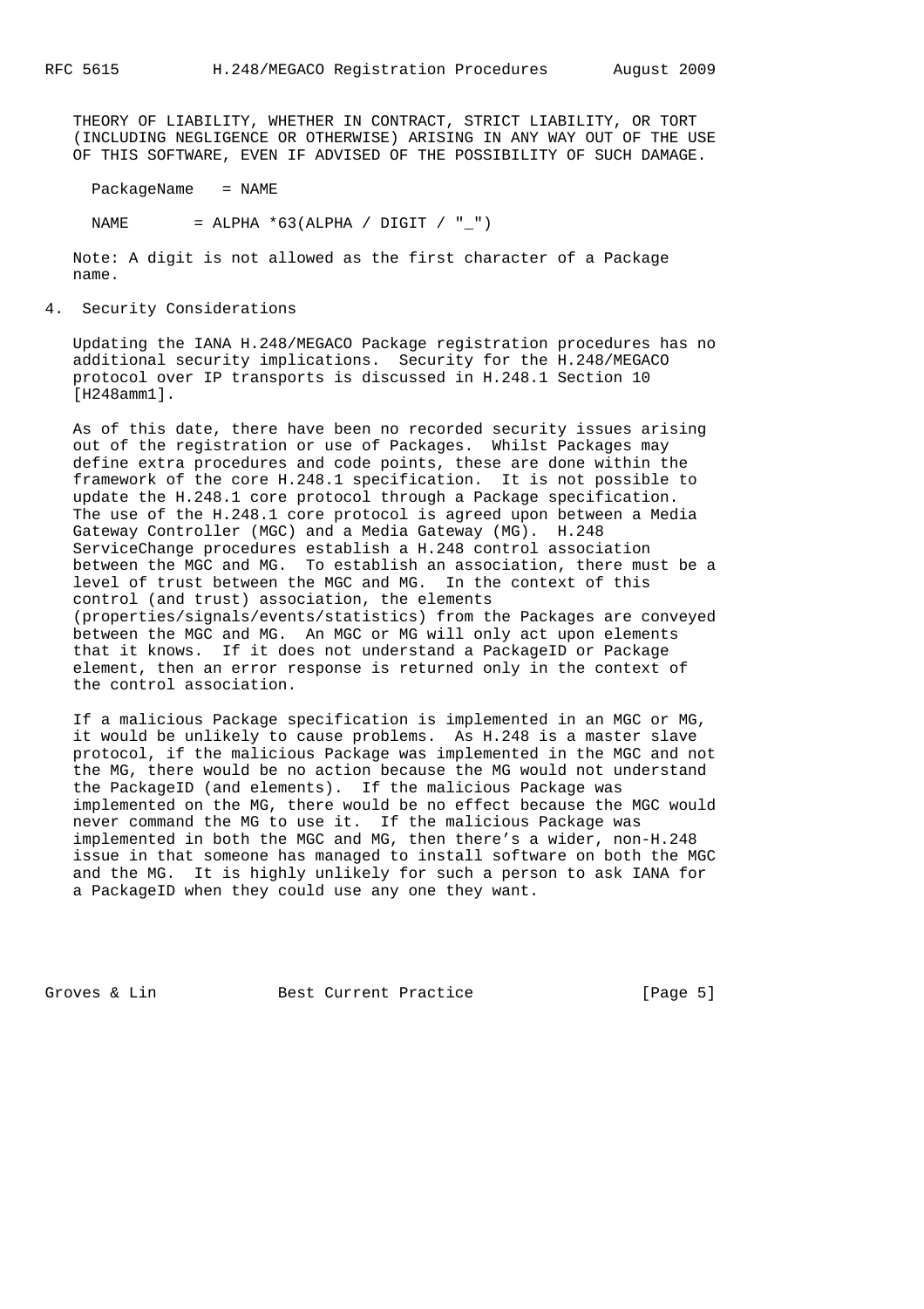THEORY OF LIABILITY, WHETHER IN CONTRACT, STRICT LIABILITY, OR TORT (INCLUDING NEGLIGENCE OR OTHERWISE) ARISING IN ANY WAY OUT OF THE USE OF THIS SOFTWARE, EVEN IF ADVISED OF THE POSSIBILITY OF SUCH DAMAGE.

```
PackageName   = NAME

NAME       = ALPHA *63(ALPHA / DIGIT / "_")
```

Note: A digit is not allowed as the first character of a Package name.

## 4. Security Considerations

Updating the IANA H.248/MEGACO Package registration procedures has no additional security implications. Security for the H.248/MEGACO protocol over IP transports is discussed in H.248.1 Section 10 [H248amm1].

As of this date, there have been no recorded security issues arising out of the registration or use of Packages. Whilst Packages may define extra procedures and code points, these are done within the framework of the core H.248.1 specification. It is not possible to update the H.248.1 core protocol through a Package specification. The use of the H.248.1 core protocol is agreed upon between a Media Gateway Controller (MGC) and a Media Gateway (MG). H.248 ServiceChange procedures establish a H.248 control association between the MGC and MG. To establish an association, there must be a level of trust between the MGC and MG. In the context of this control (and trust) association, the elements (properties/signals/events/statistics) from the Packages are conveyed between the MGC and MG. An MGC or MG will only act upon elements that it knows. If it does not understand a PackageID or Package element, then an error response is returned only in the context of the control association.

If a malicious Package specification is implemented in an MGC or MG, it would be unlikely to cause problems. As H.248 is a master slave protocol, if the malicious Package was implemented in the MGC and not the MG, there would be no action because the MG would not understand the PackageID (and elements). If the malicious Package was implemented on the MG, there would be no effect because the MGC would never command the MG to use it. If the malicious Package was implemented in both the MGC and MG, then there’s a wider, non-H.248 issue in that someone has managed to install software on both the MGC and the MG. It is highly unlikely for such a person to ask IANA for a PackageID when they could use any one they want.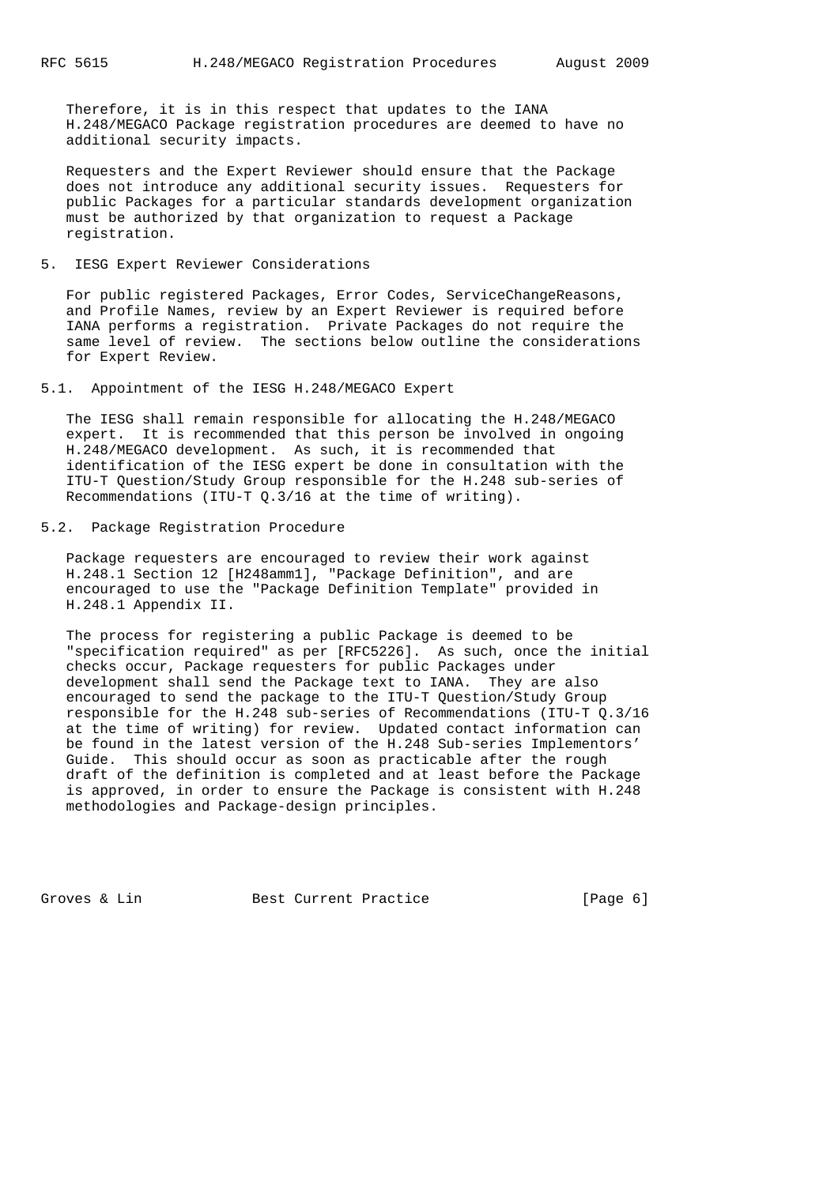Therefore, it is in this respect that updates to the IANA H.248/MEGACO Package registration procedures are deemed to have no additional security impacts.

Requesters and the Expert Reviewer should ensure that the Package does not introduce any additional security issues. Requesters for public Packages for a particular standards development organization must be authorized by that organization to request a Package registration.

## 5. IESG Expert Reviewer Considerations

For public registered Packages, Error Codes, ServiceChangeReasons, and Profile Names, review by an Expert Reviewer is required before IANA performs a registration. Private Packages do not require the same level of review. The sections below outline the considerations for Expert Review.

### 5.1. Appointment of the IESG H.248/MEGACO Expert

The IESG shall remain responsible for allocating the H.248/MEGACO expert. It is recommended that this person be involved in ongoing H.248/MEGACO development. As such, it is recommended that identification of the IESG expert be done in consultation with the ITU-T Question/Study Group responsible for the H.248 sub-series of Recommendations (ITU-T Q.3/16 at the time of writing).

### 5.2. Package Registration Procedure

Package requesters are encouraged to review their work against H.248.1 Section 12 [H248amm1], "Package Definition", and are encouraged to use the "Package Definition Template" provided in H.248.1 Appendix II.

The process for registering a public Package is deemed to be "specification required" as per [RFC5226]. As such, once the initial checks occur, Package requesters for public Packages under development shall send the Package text to IANA. They are also encouraged to send the package to the ITU-T Question/Study Group responsible for the H.248 sub-series of Recommendations (ITU-T Q.3/16 at the time of writing) for review. Updated contact information can be found in the latest version of the H.248 Sub-series Implementors' Guide. This should occur as soon as practicable after the rough draft of the definition is completed and at least before the Package is approved, in order to ensure the Package is consistent with H.248 methodologies and Package-design principles.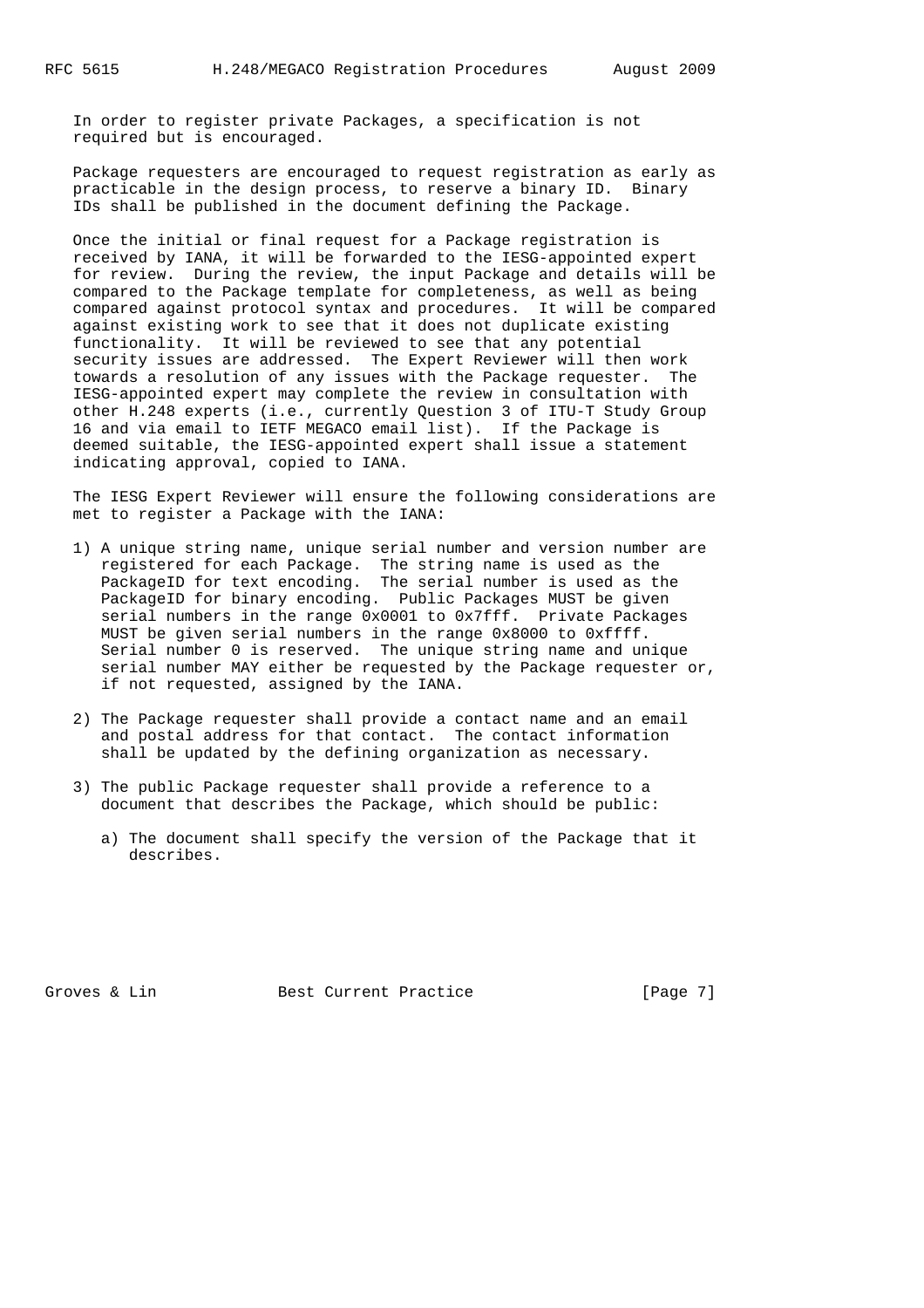In order to register private Packages, a specification is not required but is encouraged.

Package requesters are encouraged to request registration as early as practicable in the design process, to reserve a binary ID. Binary IDs shall be published in the document defining the Package.

Once the initial or final request for a Package registration is received by IANA, it will be forwarded to the IESG-appointed expert for review. During the review, the input Package and details will be compared to the Package template for completeness, as well as being compared against protocol syntax and procedures. It will be compared against existing work to see that it does not duplicate existing functionality. It will be reviewed to see that any potential security issues are addressed. The Expert Reviewer will then work towards a resolution of any issues with the Package requester. The IESG-appointed expert may complete the review in consultation with other H.248 experts (i.e., currently Question 3 of ITU-T Study Group 16 and via email to IETF MEGACO email list). If the Package is deemed suitable, the IESG-appointed expert shall issue a statement indicating approval, copied to IANA.

The IESG Expert Reviewer will ensure the following considerations are met to register a Package with the IANA:

1) A unique string name, unique serial number and version number are registered for each Package. The string name is used as the PackageID for text encoding. The serial number is used as the PackageID for binary encoding. Public Packages MUST be given serial numbers in the range 0x0001 to 0x7fff. Private Packages MUST be given serial numbers in the range 0x8000 to 0xffff. Serial number 0 is reserved. The unique string name and unique serial number MAY either be requested by the Package requester or, if not requested, assigned by the IANA.

2) The Package requester shall provide a contact name and an email and postal address for that contact. The contact information shall be updated by the defining organization as necessary.

3) The public Package requester shall provide a reference to a document that describes the Package, which should be public:

   a) The document shall specify the version of the Package that it describes.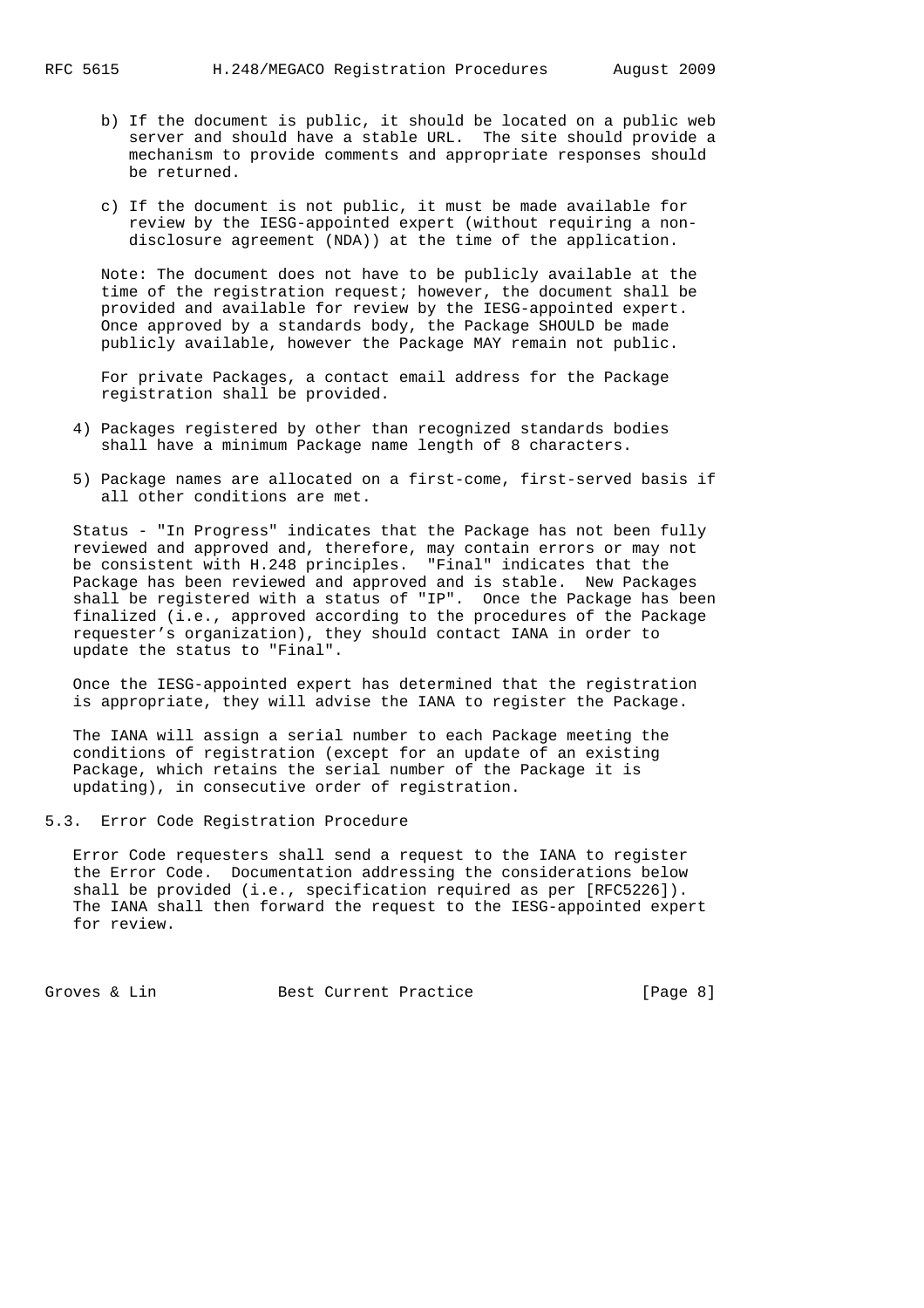b) If the document is public, it should be located on a public web server and should have a stable URL. The site should provide a mechanism to provide comments and appropriate responses should be returned.

c) If the document is not public, it must be made available for review by the IESG-appointed expert (without requiring a non-disclosure agreement (NDA)) at the time of the application.

Note: The document does not have to be publicly available at the time of the registration request; however, the document shall be provided and available for review by the IESG-appointed expert. Once approved by a standards body, the Package SHOULD be made publicly available, however the Package MAY remain not public.

For private Packages, a contact email address for the Package registration shall be provided.

4) Packages registered by other than recognized standards bodies shall have a minimum Package name length of 8 characters.

5) Package names are allocated on a first-come, first-served basis if all other conditions are met.

Status - "In Progress" indicates that the Package has not been fully reviewed and approved and, therefore, may contain errors or may not be consistent with H.248 principles. "Final" indicates that the Package has been reviewed and approved and is stable. New Packages shall be registered with a status of "IP". Once the Package has been finalized (i.e., approved according to the procedures of the Package requester's organization), they should contact IANA in order to update the status to "Final".

Once the IESG-appointed expert has determined that the registration is appropriate, they will advise the IANA to register the Package.

The IANA will assign a serial number to each Package meeting the conditions of registration (except for an update of an existing Package, which retains the serial number of the Package it is updating), in consecutive order of registration.

## 5.3. Error Code Registration Procedure

Error Code requesters shall send a request to the IANA to register the Error Code. Documentation addressing the considerations below shall be provided (i.e., specification required as per [RFC5226]). The IANA shall then forward the request to the IESG-appointed expert for review.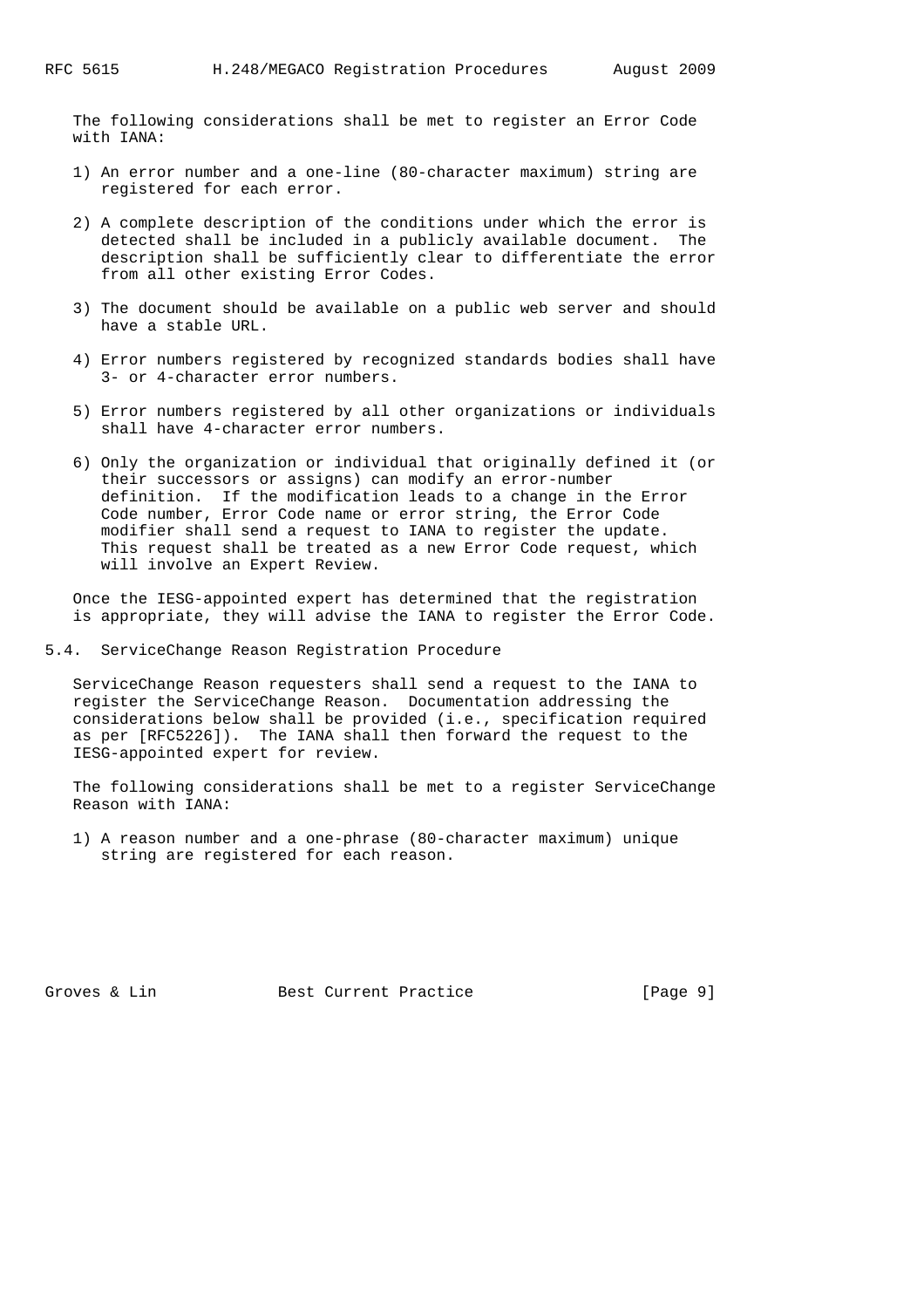The following considerations shall be met to register an Error Code with IANA:

1) An error number and a one-line (80-character maximum) string are registered for each error.

2) A complete description of the conditions under which the error is detected shall be included in a publicly available document. The description shall be sufficiently clear to differentiate the error from all other existing Error Codes.

3) The document should be available on a public web server and should have a stable URL.

4) Error numbers registered by recognized standards bodies shall have 3- or 4-character error numbers.

5) Error numbers registered by all other organizations or individuals shall have 4-character error numbers.

6) Only the organization or individual that originally defined it (or their successors or assigns) can modify an error-number definition. If the modification leads to a change in the Error Code number, Error Code name or error string, the Error Code modifier shall send a request to IANA to register the update. This request shall be treated as a new Error Code request, which will involve an Expert Review.

Once the IESG-appointed expert has determined that the registration is appropriate, they will advise the IANA to register the Error Code.

### 5.4. ServiceChange Reason Registration Procedure

ServiceChange Reason requesters shall send a request to the IANA to register the ServiceChange Reason. Documentation addressing the considerations below shall be provided (i.e., specification required as per [RFC5226]). The IANA shall then forward the request to the IESG-appointed expert for review.

The following considerations shall be met to a register ServiceChange Reason with IANA:

1) A reason number and a one-phrase (80-character maximum) unique string are registered for each reason.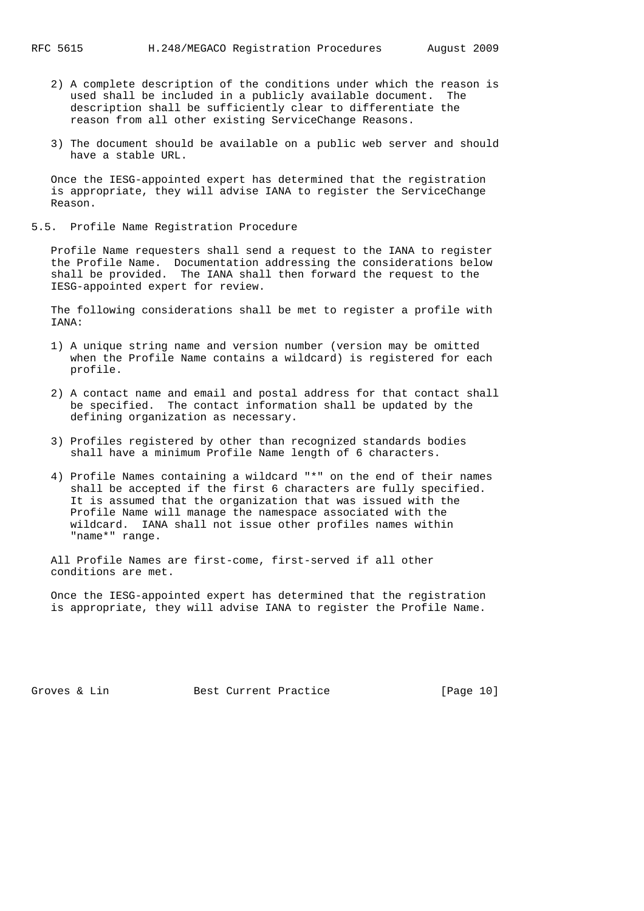2) A complete description of the conditions under which the reason is used shall be included in a publicly available document. The description shall be sufficiently clear to differentiate the reason from all other existing ServiceChange Reasons.

3) The document should be available on a public web server and should have a stable URL.

Once the IESG-appointed expert has determined that the registration is appropriate, they will advise IANA to register the ServiceChange Reason.

### 5.5. Profile Name Registration Procedure

Profile Name requesters shall send a request to the IANA to register the Profile Name. Documentation addressing the considerations below shall be provided. The IANA shall then forward the request to the IESG-appointed expert for review.

The following considerations shall be met to register a profile with IANA:

1) A unique string name and version number (version may be omitted when the Profile Name contains a wildcard) is registered for each profile.

2) A contact name and email and postal address for that contact shall be specified. The contact information shall be updated by the defining organization as necessary.

3) Profiles registered by other than recognized standards bodies shall have a minimum Profile Name length of 6 characters.

4) Profile Names containing a wildcard "*" on the end of their names shall be accepted if the first 6 characters are fully specified. It is assumed that the organization that was issued with the Profile Name will manage the namespace associated with the wildcard. IANA shall not issue other profiles names within "name*" range.

All Profile Names are first-come, first-served if all other conditions are met.

Once the IESG-appointed expert has determined that the registration is appropriate, they will advise IANA to register the Profile Name.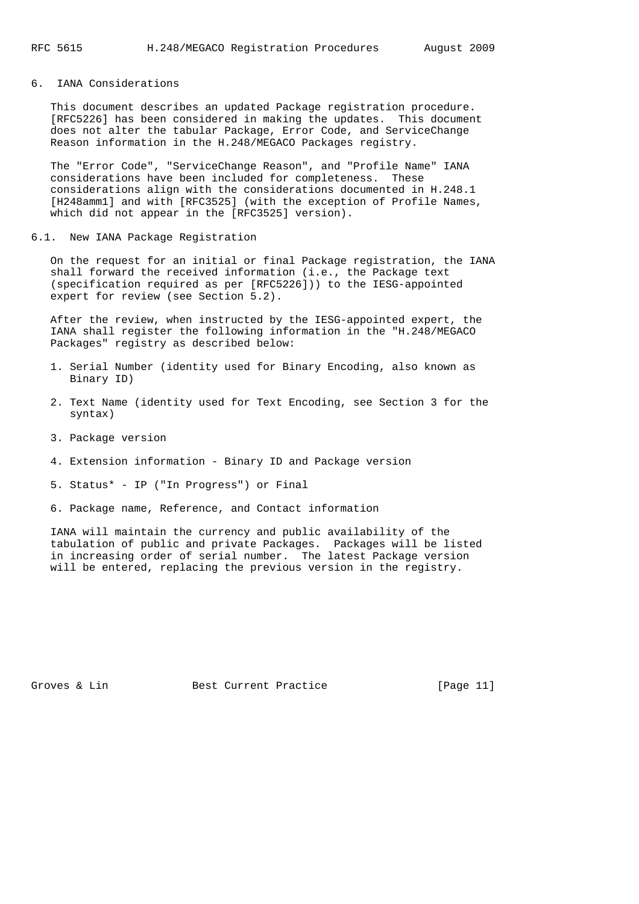## 6. IANA Considerations

This document describes an updated Package registration procedure. [RFC5226] has been considered in making the updates. This document does not alter the tabular Package, Error Code, and ServiceChange Reason information in the H.248/MEGACO Packages registry.

The "Error Code", "ServiceChange Reason", and "Profile Name" IANA considerations have been included for completeness. These considerations align with the considerations documented in H.248.1 [H248amm1] and with [RFC3525] (with the exception of Profile Names, which did not appear in the [RFC3525] version).

### 6.1. New IANA Package Registration

On the request for an initial or final Package registration, the IANA shall forward the received information (i.e., the Package text (specification required as per [RFC5226])) to the IESG-appointed expert for review (see Section 5.2).

After the review, when instructed by the IESG-appointed expert, the IANA shall register the following information in the "H.248/MEGACO Packages" registry as described below:

1. Serial Number (identity used for Binary Encoding, also known as Binary ID)
2. Text Name (identity used for Text Encoding, see Section 3 for the syntax)
3. Package version
4. Extension information - Binary ID and Package version
5. Status* - IP ("In Progress") or Final
6. Package name, Reference, and Contact information

IANA will maintain the currency and public availability of the tabulation of public and private Packages. Packages will be listed in increasing order of serial number. The latest Package version will be entered, replacing the previous version in the registry.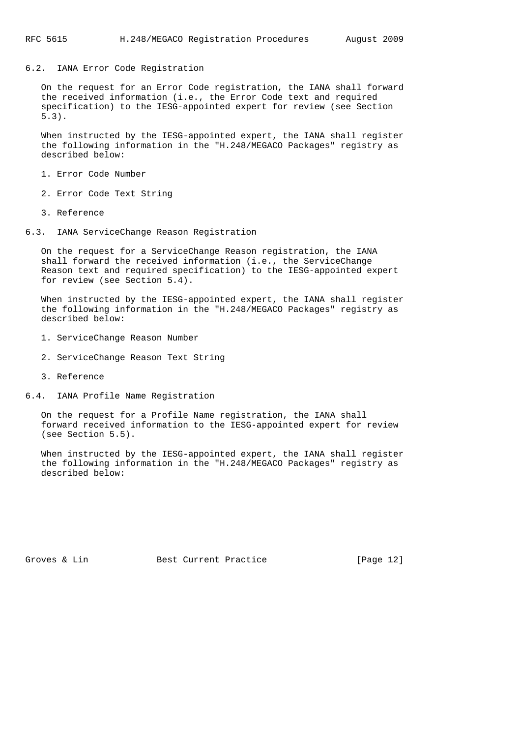## 6.2. IANA Error Code Registration

On the request for an Error Code registration, the IANA shall forward the received information (i.e., the Error Code text and required specification) to the IESG-appointed expert for review (see Section 5.3).

When instructed by the IESG-appointed expert, the IANA shall register the following information in the "H.248/MEGACO Packages" registry as described below:

1. Error Code Number

2. Error Code Text String

3. Reference

## 6.3. IANA ServiceChange Reason Registration

On the request for a ServiceChange Reason registration, the IANA shall forward the received information (i.e., the ServiceChange Reason text and required specification) to the IESG-appointed expert for review (see Section 5.4).

When instructed by the IESG-appointed expert, the IANA shall register the following information in the "H.248/MEGACO Packages" registry as described below:

1. ServiceChange Reason Number

2. ServiceChange Reason Text String

3. Reference

## 6.4. IANA Profile Name Registration

On the request for a Profile Name registration, the IANA shall forward received information to the IESG-appointed expert for review (see Section 5.5).

When instructed by the IESG-appointed expert, the IANA shall register the following information in the "H.248/MEGACO Packages" registry as described below: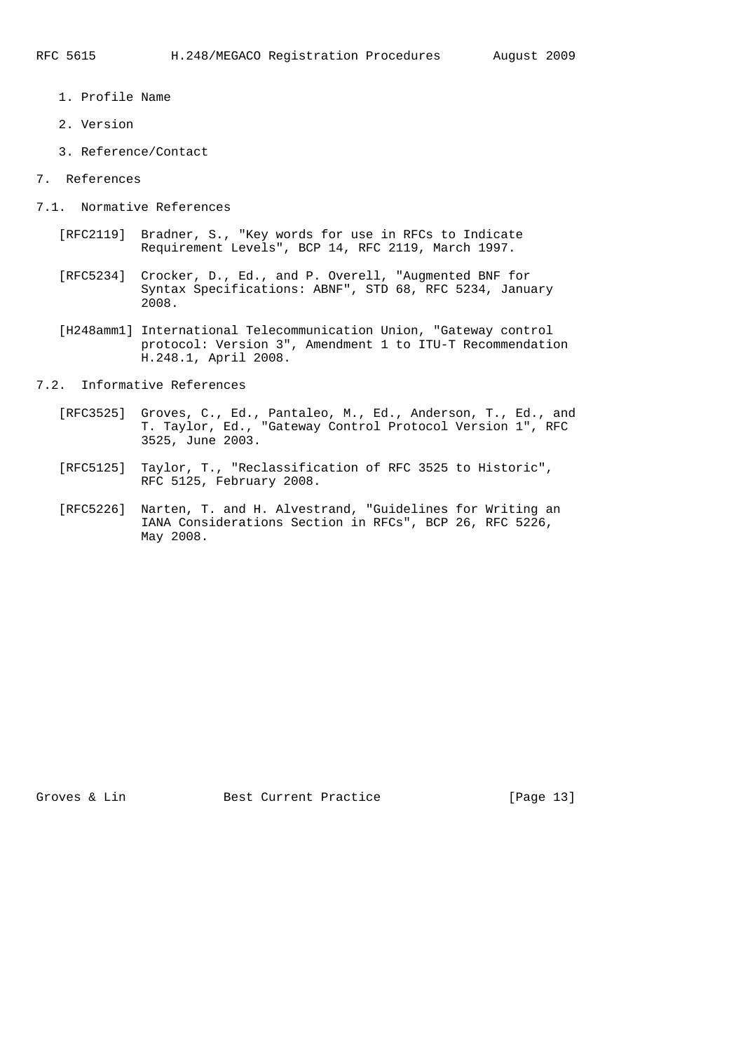1. Profile Name

2. Version

3. Reference/Contact

# 7. References

## 7.1. Normative References

[RFC2119] Bradner, S., "Key words for use in RFCs to Indicate Requirement Levels", BCP 14, RFC 2119, March 1997.

[RFC5234] Crocker, D., Ed., and P. Overell, "Augmented BNF for Syntax Specifications: ABNF", STD 68, RFC 5234, January 2008.

[H248amm1] International Telecommunication Union, "Gateway control protocol: Version 3", Amendment 1 to ITU-T Recommendation H.248.1, April 2008.

## 7.2. Informative References

[RFC3525] Groves, C., Ed., Pantaleo, M., Ed., Anderson, T., Ed., and T. Taylor, Ed., "Gateway Control Protocol Version 1", RFC 3525, June 2003.

[RFC5125] Taylor, T., "Reclassification of RFC 3525 to Historic", RFC 5125, February 2008.

[RFC5226] Narten, T. and H. Alvestrand, "Guidelines for Writing an IANA Considerations Section in RFCs", BCP 26, RFC 5226, May 2008.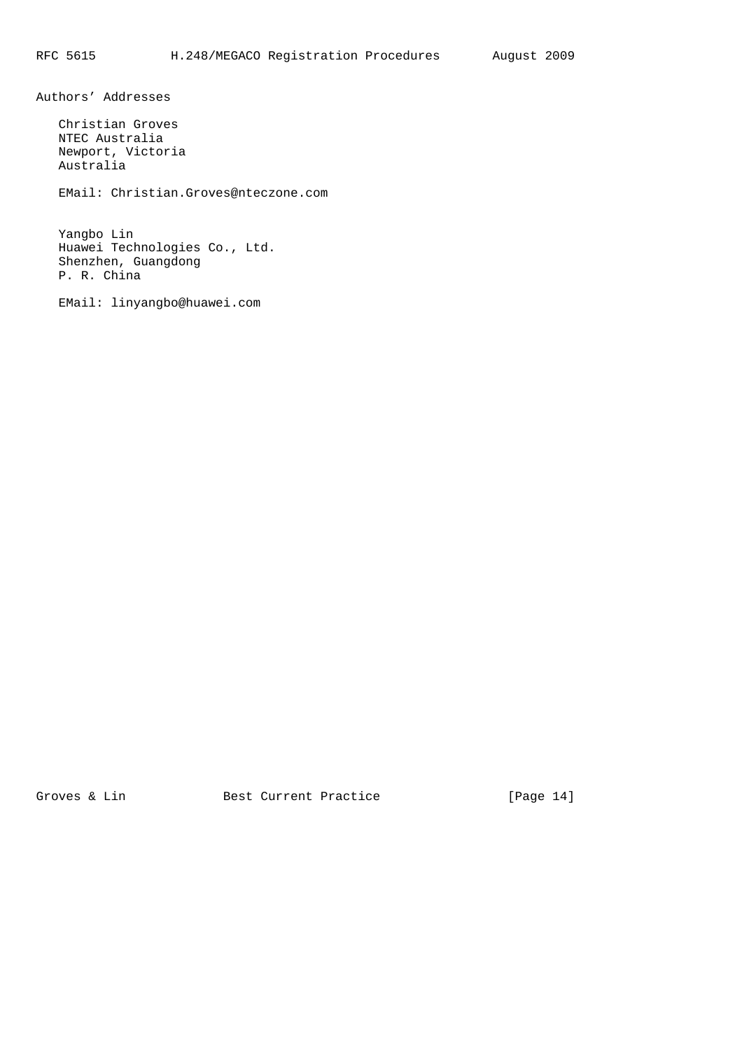## Authors' Addresses

Christian Groves
NTEC Australia
Newport, Victoria
Australia

EMail: Christian.Groves@nteczone.com

Yangbo Lin
Huawei Technologies Co., Ltd.
Shenzhen, Guangdong
P. R. China

EMail: linyangbo@huawei.com